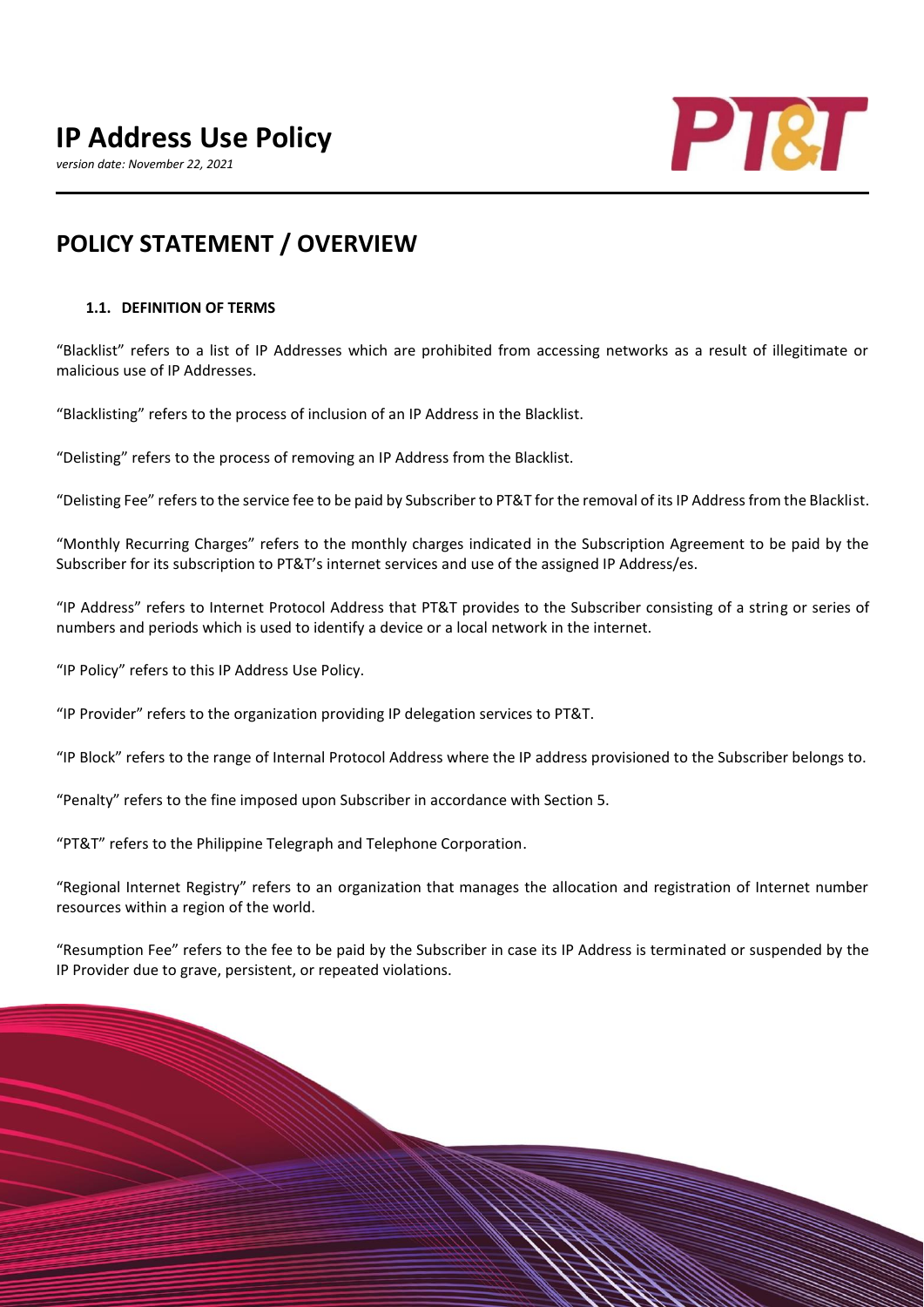# IP Address Use Policy

*version date: November 22, 2021*

## POLICY STATEMENT / OVERVIEW

### 1.1. DEFINITION OF TERMS

"Blacklist" refers to a list of IP Addresses which are prohibited from accessing networks as a result of illegitimate or malicious use of IP Addresses.

"Blacklisting" refers to the process of inclusion of an IP Address in the Blacklist.

"Delisting" refers to the process of removing an IP Address from the Blacklist.

"Delisting Fee" refers to the service fee to be paid by Subscriber to PT&T for the removal of its IP Address from the Blacklist.

"Monthly Recurring Charges" refers to the monthly charges indicated in the Subscription Agreement to be paid by the Subscriber for its subscription to PT&T's internet services and use of the assigned IP Address/es.

"IP Address" refers to Internet Protocol Address that PT&T provides to the Subscriber consisting of a string or series of numbers and periods which is used to identify a device or a local network in the internet.

"IP Policy" refers to this IP Address Use Policy.

"IP Provider" refers to the organization providing IP delegation services to PT&T.

"IP Block" refers to the range of Internal Protocol Address where the IP address provisioned to the Subscriber belongs to.

"Penalty" refers to the fine imposed upon Subscriber in accordance with Section 5.

"PT&T" refers to the Philippine Telegraph and Telephone Corporation.

"Regional Internet Registry" refers to an organization that manages the allocation and registration of Internet number resources within a region of the world.

"Resumption Fee" refers to the fee to be paid by the Subscriber in case its IP Address is terminated or suspended by the IP Provider due to grave, persistent, or repeated violations.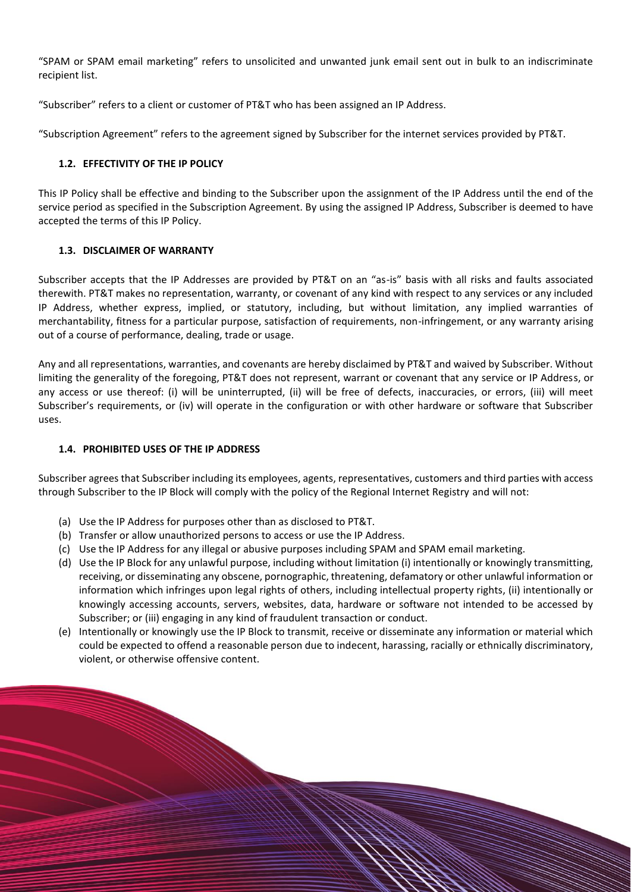"SPAM or SPAM email marketing" refers to unsolicited and unwanted junk email sent out in bulk to an indiscriminate recipient list.

"Subscriber" refers to a client or customer of PT&T who has been assigned an IP Address.

"Subscription Agreement" refers to the agreement signed by Subscriber for the internet services provided by PT&T.

### 1.2. EFFECTIVITY OF THE IP POLICY

This IP Policy shall be effective and binding to the Subscriber upon the assignment of the IP Address until the end of the service period as specified in the Subscription Agreement. By using the assigned IP Address, Subscriber is deemed to have accepted the terms of this IP Policy.

### 1.3. DISCLAIMER OF WARRANTY

Subscriber accepts that the IP Addresses are provided by PT&T on an "as-is" basis with all risks and faults associated therewith. PT&T makes no representation, warranty, or covenant of any kind with respect to any services or any included IP Address, whether express, implied, or statutory, including, but without limitation, any implied warranties of merchantability, fitness for a particular purpose, satisfaction of requirements, non-infringement, or any warranty arising out of a course of performance, dealing, trade or usage.

Any and all representations, warranties, and covenants are hereby disclaimed by PT&T and waived by Subscriber. Without limiting the generality of the foregoing, PT&T does not represent, warrant or covenant that any service or IP Address, or any access or use thereof: (i) will be uninterrupted, (ii) will be free of defects, inaccuracies, or errors, (iii) will meet Subscriber's requirements, or (iv) will operate in the configuration or with other hardware or software that Subscriber uses.

### 1.4. PROHIBITED USES OF THE IP ADDRESS

Subscriber agrees that Subscriber including its employees, agents, representatives, customers and third parties with access through Subscriber to the IP Block will comply with the policy of the Regional Internet Registry and will not:

(a) Use the IP Address for purposes other than as disclosed to PT&T.
(b) Transfer or allow unauthorized persons to access or use the IP Address.
(c) Use the IP Address for any illegal or abusive purposes including SPAM and SPAM email marketing.
(d) Use the IP Block for any unlawful purpose, including without limitation (i) intentionally or knowingly transmitting, receiving, or disseminating any obscene, pornographic, threatening, defamatory or other unlawful information or information which infringes upon legal rights of others, including intellectual property rights, (ii) intentionally or knowingly accessing accounts, servers, websites, data, hardware or software not intended to be accessed by Subscriber; or (iii) engaging in any kind of fraudulent transaction or conduct.
(e) Intentionally or knowingly use the IP Block to transmit, receive or disseminate any information or material which could be expected to offend a reasonable person due to indecent, harassing, racially or ethnically discriminatory, violent, or otherwise offensive content.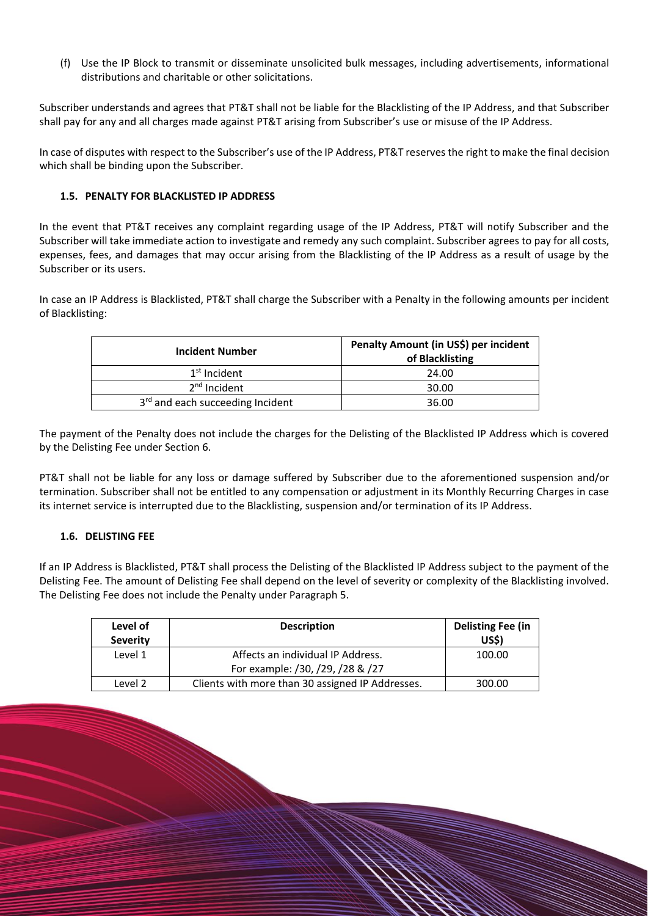(f) Use the IP Block to transmit or disseminate unsolicited bulk messages, including advertisements, informational distributions and charitable or other solicitations.

Subscriber understands and agrees that PT&T shall not be liable for the Blacklisting of the IP Address, and that Subscriber shall pay for any and all charges made against PT&T arising from Subscriber's use or misuse of the IP Address.

In case of disputes with respect to the Subscriber's use of the IP Address, PT&T reserves the right to make the final decision which shall be binding upon the Subscriber.

### 1.5. PENALTY FOR BLACKLISTED IP ADDRESS

In the event that PT&T receives any complaint regarding usage of the IP Address, PT&T will notify Subscriber and the Subscriber will take immediate action to investigate and remedy any such complaint. Subscriber agrees to pay for all costs, expenses, fees, and damages that may occur arising from the Blacklisting of the IP Address as a result of usage by the Subscriber or its users.

In case an IP Address is Blacklisted, PT&T shall charge the Subscriber with a Penalty in the following amounts per incident of Blacklisting:

| Incident Number | Penalty Amount (in US$) per incident of Blacklisting |
|---|---|
| 1st Incident | 24.00 |
| 2nd Incident | 30.00 |
| 3rd and each succeeding Incident | 36.00 |

The payment of the Penalty does not include the charges for the Delisting of the Blacklisted IP Address which is covered by the Delisting Fee under Section 6.

PT&T shall not be liable for any loss or damage suffered by Subscriber due to the aforementioned suspension and/or termination. Subscriber shall not be entitled to any compensation or adjustment in its Monthly Recurring Charges in case its internet service is interrupted due to the Blacklisting, suspension and/or termination of its IP Address.

### 1.6. DELISTING FEE

If an IP Address is Blacklisted, PT&T shall process the Delisting of the Blacklisted IP Address subject to the payment of the Delisting Fee. The amount of Delisting Fee shall depend on the level of severity or complexity of the Blacklisting involved. The Delisting Fee does not include the Penalty under Paragraph 5.

| Level of Severity | Description | Delisting Fee (in US$) |
|---|---|---|
| Level 1 | Affects an individual IP Address. For example: /30, /29, /28 & /27 | 100.00 |
| Level 2 | Clients with more than 30 assigned IP Addresses. | 300.00 |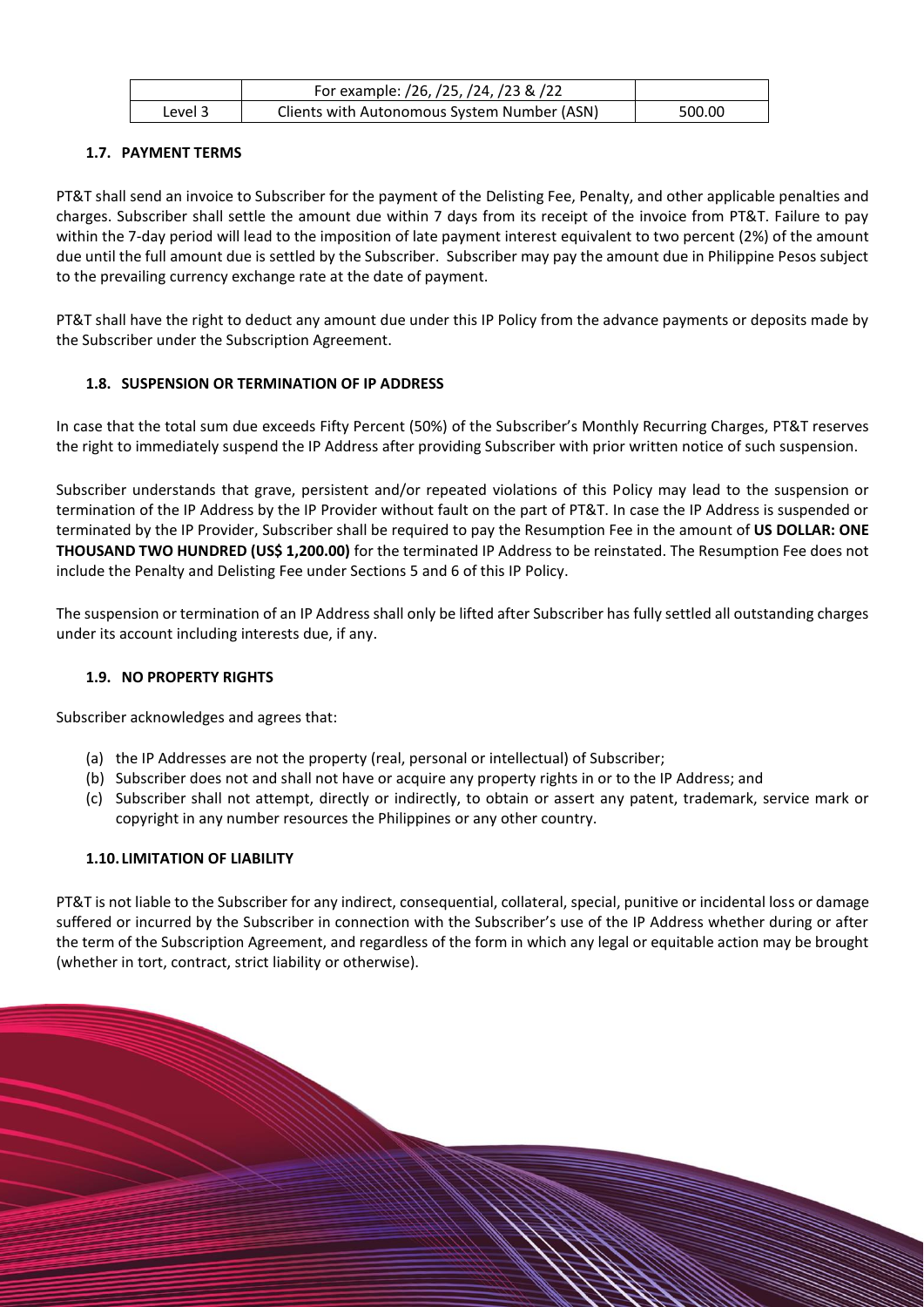|  | For example: /26, /25, /24, /23 & /22 |  |
| --- | --- | --- |
| Level 3 | Clients with Autonomous System Number (ASN) | 500.00 |

### 1.7. PAYMENT TERMS

PT&T shall send an invoice to Subscriber for the payment of the Delisting Fee, Penalty, and other applicable penalties and charges. Subscriber shall settle the amount due within 7 days from its receipt of the invoice from PT&T. Failure to pay within the 7-day period will lead to the imposition of late payment interest equivalent to two percent (2%) of the amount due until the full amount due is settled by the Subscriber. Subscriber may pay the amount due in Philippine Pesos subject to the prevailing currency exchange rate at the date of payment.

PT&T shall have the right to deduct any amount due under this IP Policy from the advance payments or deposits made by the Subscriber under the Subscription Agreement.

### 1.8. SUSPENSION OR TERMINATION OF IP ADDRESS

In case that the total sum due exceeds Fifty Percent (50%) of the Subscriber's Monthly Recurring Charges, PT&T reserves the right to immediately suspend the IP Address after providing Subscriber with prior written notice of such suspension.

Subscriber understands that grave, persistent and/or repeated violations of this Policy may lead to the suspension or termination of the IP Address by the IP Provider without fault on the part of PT&T. In case the IP Address is suspended or terminated by the IP Provider, Subscriber shall be required to pay the Resumption Fee in the amount of **US DOLLAR: ONE THOUSAND TWO HUNDRED (US$ 1,200.00)** for the terminated IP Address to be reinstated. The Resumption Fee does not include the Penalty and Delisting Fee under Sections 5 and 6 of this IP Policy.

The suspension or termination of an IP Address shall only be lifted after Subscriber has fully settled all outstanding charges under its account including interests due, if any.

### 1.9. NO PROPERTY RIGHTS

Subscriber acknowledges and agrees that:

(a) the IP Addresses are not the property (real, personal or intellectual) of Subscriber;
(b) Subscriber does not and shall not have or acquire any property rights in or to the IP Address; and
(c) Subscriber shall not attempt, directly or indirectly, to obtain or assert any patent, trademark, service mark or copyright in any number resources the Philippines or any other country.

### 1.10. LIMITATION OF LIABILITY

PT&T is not liable to the Subscriber for any indirect, consequential, collateral, special, punitive or incidental loss or damage suffered or incurred by the Subscriber in connection with the Subscriber's use of the IP Address whether during or after the term of the Subscription Agreement, and regardless of the form in which any legal or equitable action may be brought (whether in tort, contract, strict liability or otherwise).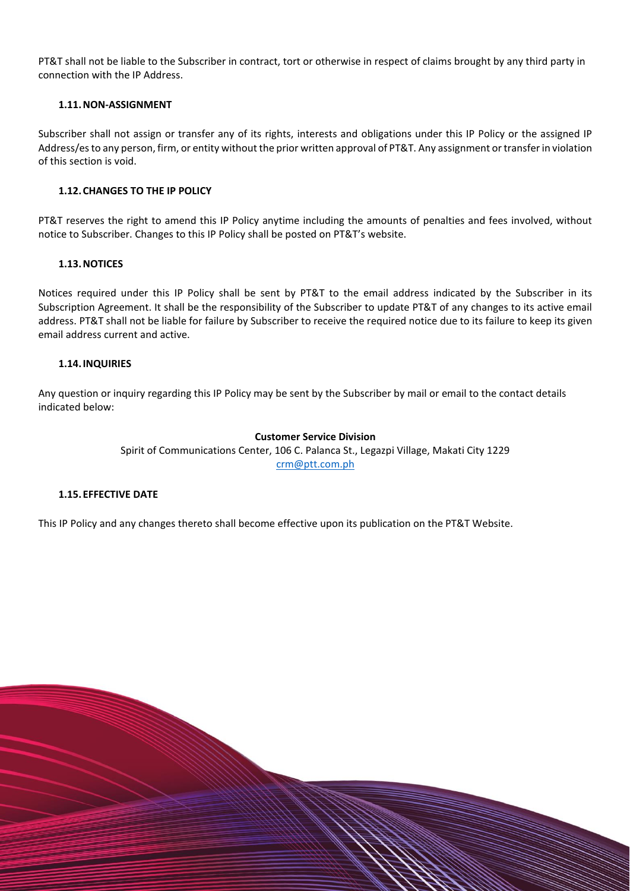PT&T shall not be liable to the Subscriber in contract, tort or otherwise in respect of claims brought by any third party in connection with the IP Address.

### 1.11. NON-ASSIGNMENT

Subscriber shall not assign or transfer any of its rights, interests and obligations under this IP Policy or the assigned IP Address/es to any person, firm, or entity without the prior written approval of PT&T. Any assignment or transfer in violation of this section is void.

### 1.12. CHANGES TO THE IP POLICY

PT&T reserves the right to amend this IP Policy anytime including the amounts of penalties and fees involved, without notice to Subscriber. Changes to this IP Policy shall be posted on PT&T's website.

### 1.13. NOTICES

Notices required under this IP Policy shall be sent by PT&T to the email address indicated by the Subscriber in its Subscription Agreement. It shall be the responsibility of the Subscriber to update PT&T of any changes to its active email address. PT&T shall not be liable for failure by Subscriber to receive the required notice due to its failure to keep its given email address current and active.

### 1.14. INQUIRIES

Any question or inquiry regarding this IP Policy may be sent by the Subscriber by mail or email to the contact details indicated below:

**Customer Service Division**
Spirit of Communications Center, 106 C. Palanca St., Legazpi Village, Makati City 1229
crm@ptt.com.ph

### 1.15. EFFECTIVE DATE

This IP Policy and any changes thereto shall become effective upon its publication on the PT&T Website.